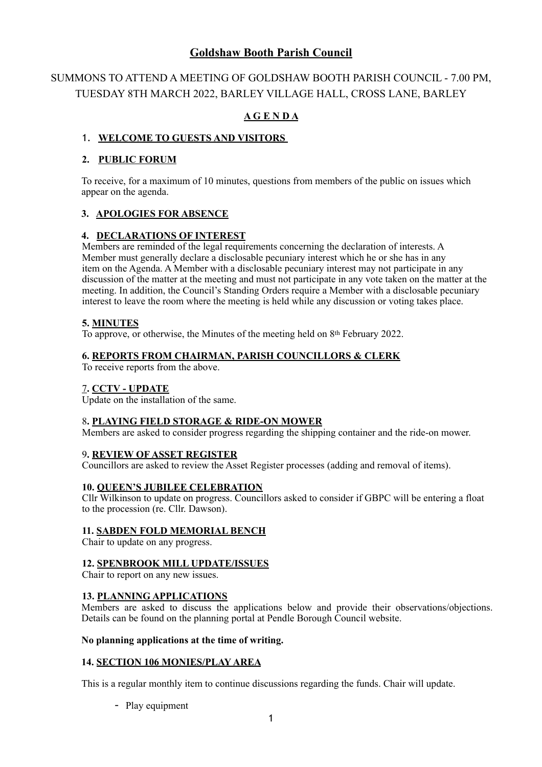# Goldshaw Booth Parish Council

SUMMONS TO ATTEND A MEETING OF GOLDSHAW BOOTH PARISH COUNCIL - 7.00 PM, TUESDAY 8TH MARCH 2022, BARLEY VILLAGE HALL, CROSS LANE, BARLEY

## A G E N D A

### 1. WELCOME TO GUESTS AND VISITORS

### 2. PUBLIC FORUM

To receive, for a maximum of 10 minutes, questions from members of the public on issues which appear on the agenda.

### 3. APOLOGIES FOR ABSENCE

### 4. DECLARATIONS OF INTEREST

Members are reminded of the legal requirements concerning the declaration of interests. A Member must generally declare a disclosable pecuniary interest which he or she has in any item on the Agenda. A Member with a disclosable pecuniary interest may not participate in any discussion of the matter at the meeting and must not participate in any vote taken on the matter at the meeting. In addition, the Council's Standing Orders require a Member with a disclosable pecuniary interest to leave the room where the meeting is held while any discussion or voting takes place.

### 5. MINUTES

To approve, or otherwise, the Minutes of the meeting held on 8th February 2022.

### 6. REPORTS FROM CHAIRMAN, PARISH COUNCILLORS & CLERK

To receive reports from the above.

### 7. CCTV - UPDATE

Update on the installation of the same.

### 8. PLAYING FIELD STORAGE & RIDE-ON MOWER

Members are asked to consider progress regarding the shipping container and the ride-on mower.

### 9. REVIEW OF ASSET REGISTER

Councillors are asked to review the Asset Register processes (adding and removal of items).

### 10. QUEEN'S JUBILEE CELEBRATION

Cllr Wilkinson to update on progress. Councillors asked to consider if GBPC will be entering a float to the procession (re. Cllr. Dawson).

### 11. SABDEN FOLD MEMORIAL BENCH

Chair to update on any progress.

### 12. SPENBROOK MILL UPDATE/ISSUES

Chair to report on any new issues.

### 13. PLANNING APPLICATIONS

Members are asked to discuss the applications below and provide their observations/objections. Details can be found on the planning portal at Pendle Borough Council website.

**No planning applications at the time of writing.**

### 14. SECTION 106 MONIES/PLAY AREA

This is a regular monthly item to continue discussions regarding the funds. Chair will update.

- Play equipment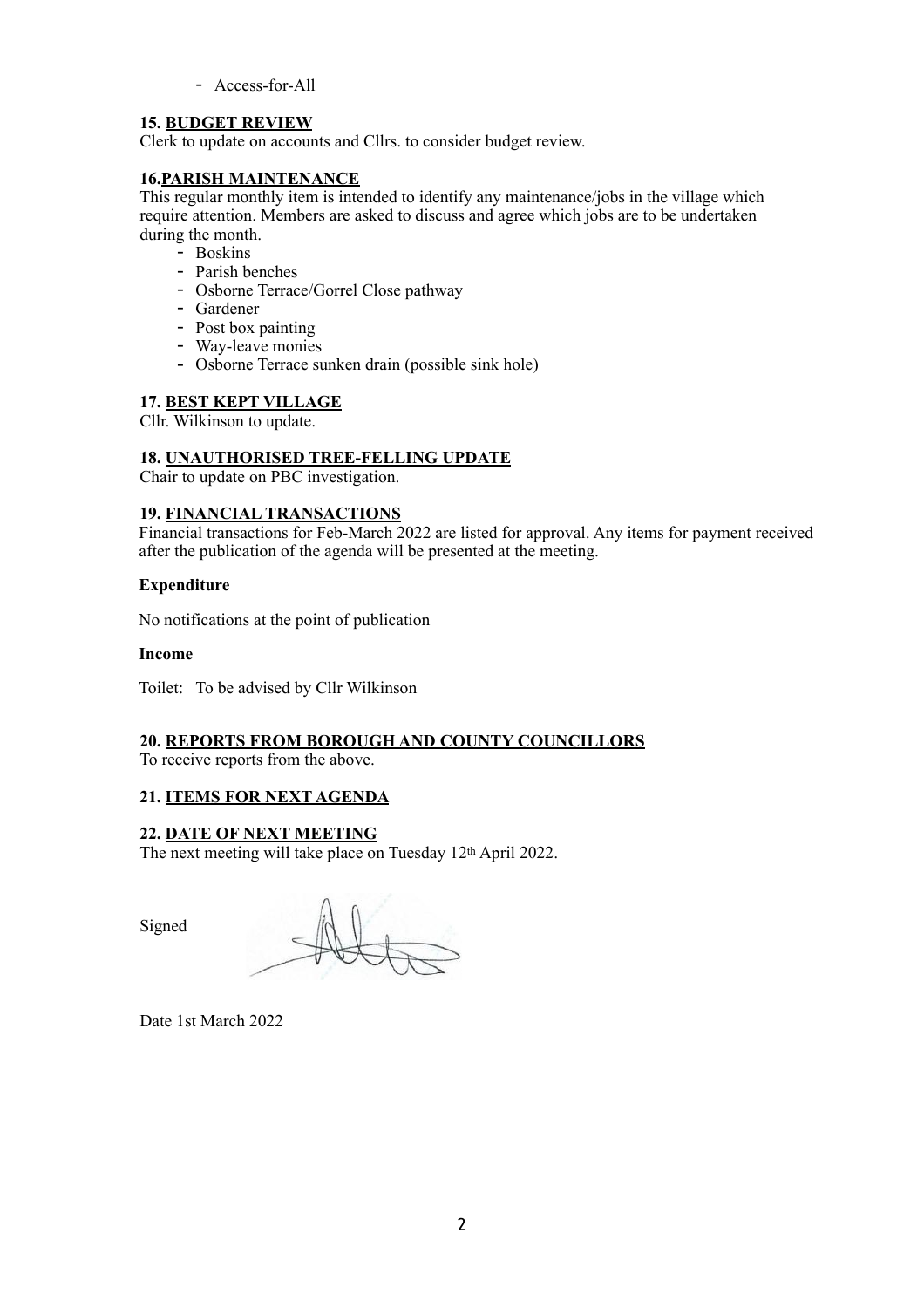- Access-for-All

**15. BUDGET REVIEW**
Clerk to update on accounts and Cllrs. to consider budget review.

**16.PARISH MAINTENANCE**
This regular monthly item is intended to identify any maintenance/jobs in the village which require attention. Members are asked to discuss and agree which jobs are to be undertaken during the month.

- Boskins
- Parish benches
- Osborne Terrace/Gorrel Close pathway
- Gardener
- Post box painting
- Way-leave monies
- Osborne Terrace sunken drain (possible sink hole)

**17. BEST KEPT VILLAGE**
Cllr. Wilkinson to update.

**18. UNAUTHORISED TREE-FELLING UPDATE**
Chair to update on PBC investigation.

**19. FINANCIAL TRANSACTIONS**
Financial transactions for Feb-March 2022 are listed for approval. Any items for payment received after the publication of the agenda will be presented at the meeting.

**Expenditure**

No notifications at the point of publication

**Income**

Toilet: To be advised by Cllr Wilkinson

**20. REPORTS FROM BOROUGH AND COUNTY COUNCILLORS**
To receive reports from the above.

**21. ITEMS FOR NEXT AGENDA**

**22. DATE OF NEXT MEETING**
The next meeting will take place on Tuesday 12th April 2022.

Signed

Date 1st March 2022